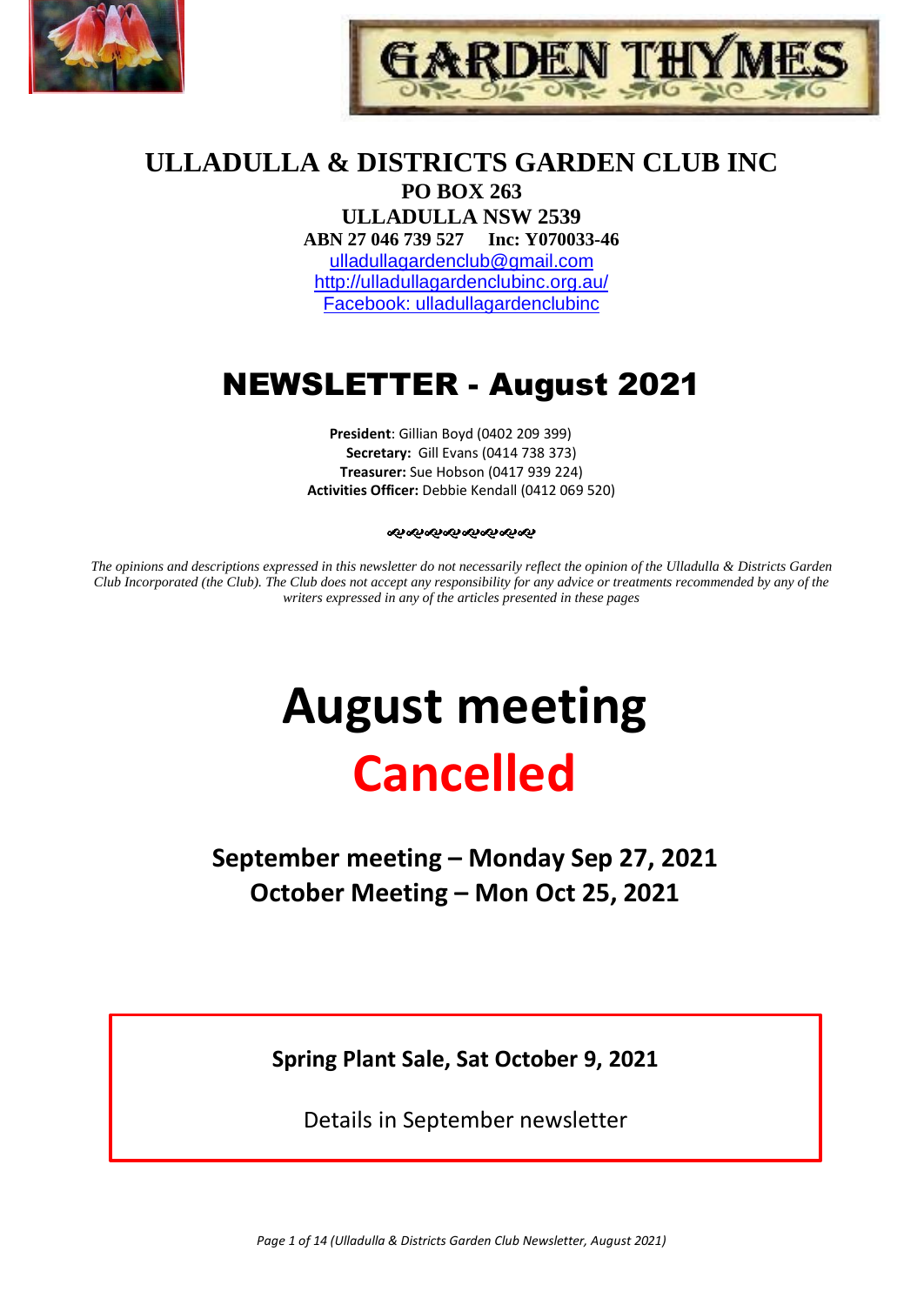# ULLADULLA & DISTRICTS GARDEN CLUB INC

**PO BOX 263**
**ULLADULLA NSW 2539**
**ABN 27 046 739 527 Inc: Y070033-46**

ulladullagardenclub@gmail.com
http://ulladullagardenclubinc.org.au/
Facebook: ulladullagardenclubinc

# NEWSLETTER - August 2021

**President**: Gillian Boyd (0402 209 399)
**Secretary:** Gill Evans (0414 738 373)
**Treasurer:** Sue Hobson (0417 939 224)
**Activities Officer:** Debbie Kendall (0412 069 520)

*The opinions and descriptions expressed in this newsletter do not necessarily reflect the opinion of the Ulladulla & Districts Garden Club Incorporated (the Club). The Club does not accept any responsibility for any advice or treatments recommended by any of the writers expressed in any of the articles presented in these pages*

# August meeting

# Cancelled

## September meeting – Monday Sep 27, 2021

## October Meeting – Mon Oct 25, 2021

**Spring Plant Sale, Sat October 9, 2021**

Details in September newsletter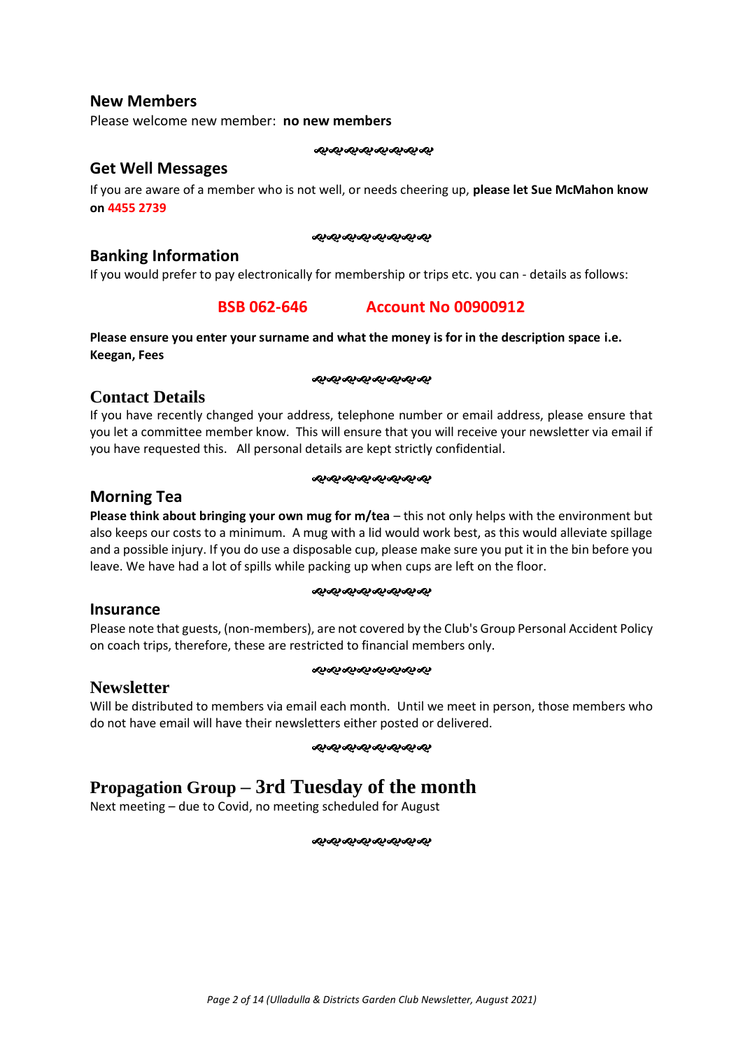## New Members

Please welcome new member: **no new members**

## Get Well Messages

If you are aware of a member who is not well, or needs cheering up, **please let Sue McMahon know on 4455 2739**

## Banking Information

If you would prefer to pay electronically for membership or trips etc. you can - details as follows:

**BSB 062-646** **Account No 00900912**

**Please ensure you enter your surname and what the money is for in the description space i.e. Keegan, Fees**

## Contact Details

If you have recently changed your address, telephone number or email address, please ensure that you let a committee member know. This will ensure that you will receive your newsletter via email if you have requested this. All personal details are kept strictly confidential.

## Morning Tea

**Please think about bringing your own mug for m/tea** – this not only helps with the environment but also keeps our costs to a minimum. A mug with a lid would work best, as this would alleviate spillage and a possible injury. If you do use a disposable cup, please make sure you put it in the bin before you leave. We have had a lot of spills while packing up when cups are left on the floor.

## Insurance

Please note that guests, (non-members), are not covered by the Club's Group Personal Accident Policy on coach trips, therefore, these are restricted to financial members only.

## Newsletter

Will be distributed to members via email each month. Until we meet in person, those members who do not have email will have their newsletters either posted or delivered.

## Propagation Group – 3rd Tuesday of the month

Next meeting – due to Covid, no meeting scheduled for August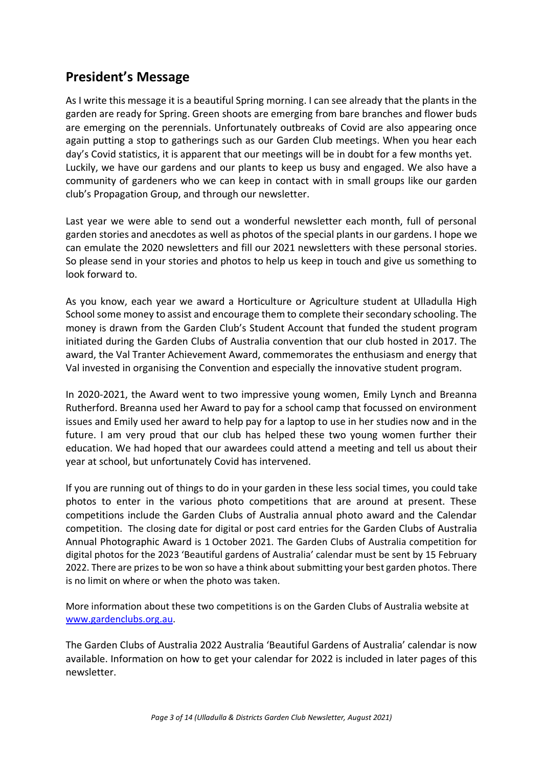## President's Message

As I write this message it is a beautiful Spring morning. I can see already that the plants in the garden are ready for Spring. Green shoots are emerging from bare branches and flower buds are emerging on the perennials. Unfortunately outbreaks of Covid are also appearing once again putting a stop to gatherings such as our Garden Club meetings. When you hear each day's Covid statistics, it is apparent that our meetings will be in doubt for a few months yet. Luckily, we have our gardens and our plants to keep us busy and engaged. We also have a community of gardeners who we can keep in contact with in small groups like our garden club's Propagation Group, and through our newsletter.

Last year we were able to send out a wonderful newsletter each month, full of personal garden stories and anecdotes as well as photos of the special plants in our gardens. I hope we can emulate the 2020 newsletters and fill our 2021 newsletters with these personal stories. So please send in your stories and photos to help us keep in touch and give us something to look forward to.

As you know, each year we award a Horticulture or Agriculture student at Ulladulla High School some money to assist and encourage them to complete their secondary schooling. The money is drawn from the Garden Club's Student Account that funded the student program initiated during the Garden Clubs of Australia convention that our club hosted in 2017. The award, the Val Tranter Achievement Award, commemorates the enthusiasm and energy that Val invested in organising the Convention and especially the innovative student program.

In 2020-2021, the Award went to two impressive young women, Emily Lynch and Breanna Rutherford. Breanna used her Award to pay for a school camp that focussed on environment issues and Emily used her award to help pay for a laptop to use in her studies now and in the future. I am very proud that our club has helped these two young women further their education. We had hoped that our awardees could attend a meeting and tell us about their year at school, but unfortunately Covid has intervened.

If you are running out of things to do in your garden in these less social times, you could take photos to enter in the various photo competitions that are around at present. These competitions include the Garden Clubs of Australia annual photo award and the Calendar competition. The closing date for digital or post card entries for the Garden Clubs of Australia Annual Photographic Award is 1 October 2021. The Garden Clubs of Australia competition for digital photos for the 2023 'Beautiful gardens of Australia' calendar must be sent by 15 February 2022. There are prizes to be won so have a think about submitting your best garden photos. There is no limit on where or when the photo was taken.

More information about these two competitions is on the Garden Clubs of Australia website at [www.gardenclubs.org.au](www.gardenclubs.org.au).

The Garden Clubs of Australia 2022 Australia 'Beautiful Gardens of Australia' calendar is now available. Information on how to get your calendar for 2022 is included in later pages of this newsletter.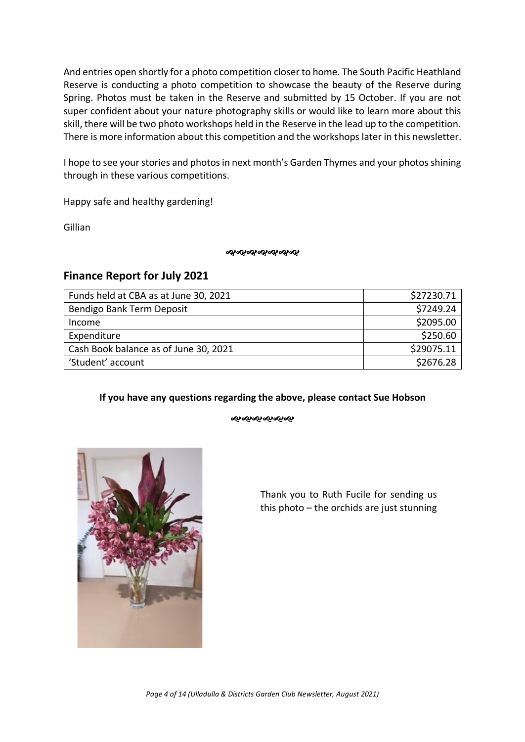And entries open shortly for a photo competition closer to home. The South Pacific Heathland Reserve is conducting a photo competition to showcase the beauty of the Reserve during Spring. Photos must be taken in the Reserve and submitted by 15 October. If you are not super confident about your nature photography skills or would like to learn more about this skill, there will be two photo workshops held in the Reserve in the lead up to the competition. There is more information about this competition and the workshops later in this newsletter.

I hope to see your stories and photos in next month's Garden Thymes and your photos shining through in these various competitions.

Happy safe and healthy gardening!

Gillian

## Finance Report for July 2021

| Funds held at CBA as at June 30, 2021 | \$27230.71 |
|---|---|
| Bendigo Bank Term Deposit | \$7249.24 |
| Income | \$2095.00 |
| Expenditure | \$250.60 |
| Cash Book balance as of June 30, 2021 | \$29075.11 |
| 'Student' account | \$2676.28 |

**If you have any questions regarding the above, please contact Sue Hobson**

Thank you to Ruth Fucile for sending us this photo – the orchids are just stunning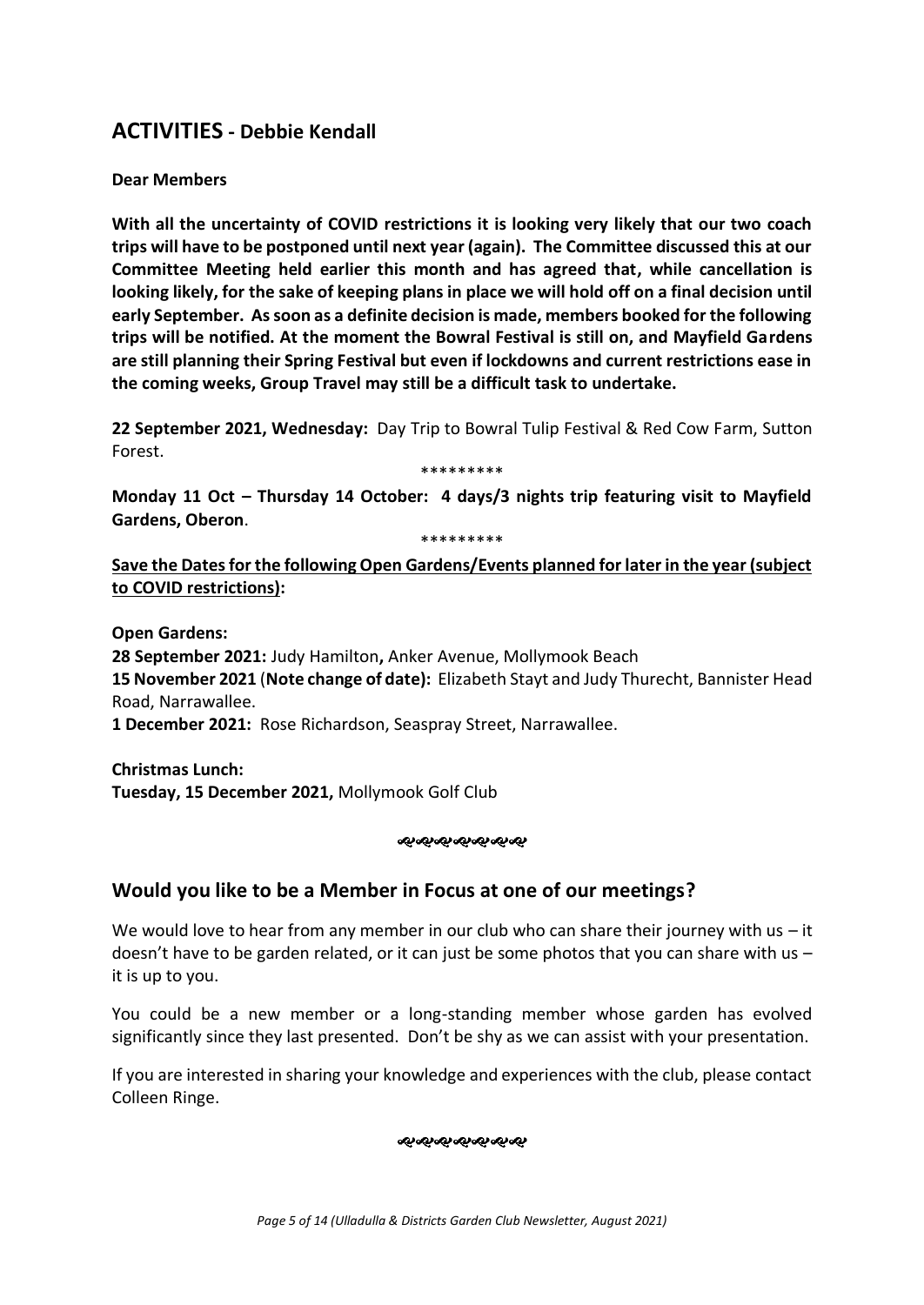## ACTIVITIES - Debbie Kendall

**Dear Members**

**With all the uncertainty of COVID restrictions it is looking very likely that our two coach trips will have to be postponed until next year (again). The Committee discussed this at our Committee Meeting held earlier this month and has agreed that, while cancellation is looking likely, for the sake of keeping plans in place we will hold off on a final decision until early September. As soon as a definite decision is made, members booked for the following trips will be notified. At the moment the Bowral Festival is still on, and Mayfield Gardens are still planning their Spring Festival but even if lockdowns and current restrictions ease in the coming weeks, Group Travel may still be a difficult task to undertake.**

**22 September 2021, Wednesday:** Day Trip to Bowral Tulip Festival & Red Cow Farm, Sutton Forest.

*********

**Monday 11 Oct – Thursday 14 October: 4 days/3 nights trip featuring visit to Mayfield Gardens, Oberon**.

*********

**Save the Dates for the following Open Gardens/Events planned for later in the year (subject to COVID restrictions):**

**Open Gardens:**
**28 September 2021:** Judy Hamilton**,** Anker Avenue, Mollymook Beach
**15 November 2021** (**Note change of date):** Elizabeth Stayt and Judy Thurecht, Bannister Head Road, Narrawallee.
**1 December 2021:** Rose Richardson, Seaspray Street, Narrawallee.

**Christmas Lunch:**
**Tuesday, 15 December 2021,** Mollymook Golf Club

## Would you like to be a Member in Focus at one of our meetings?

We would love to hear from any member in our club who can share their journey with us – it doesn't have to be garden related, or it can just be some photos that you can share with us – it is up to you.

You could be a new member or a long-standing member whose garden has evolved significantly since they last presented. Don't be shy as we can assist with your presentation.

If you are interested in sharing your knowledge and experiences with the club, please contact Colleen Ringe.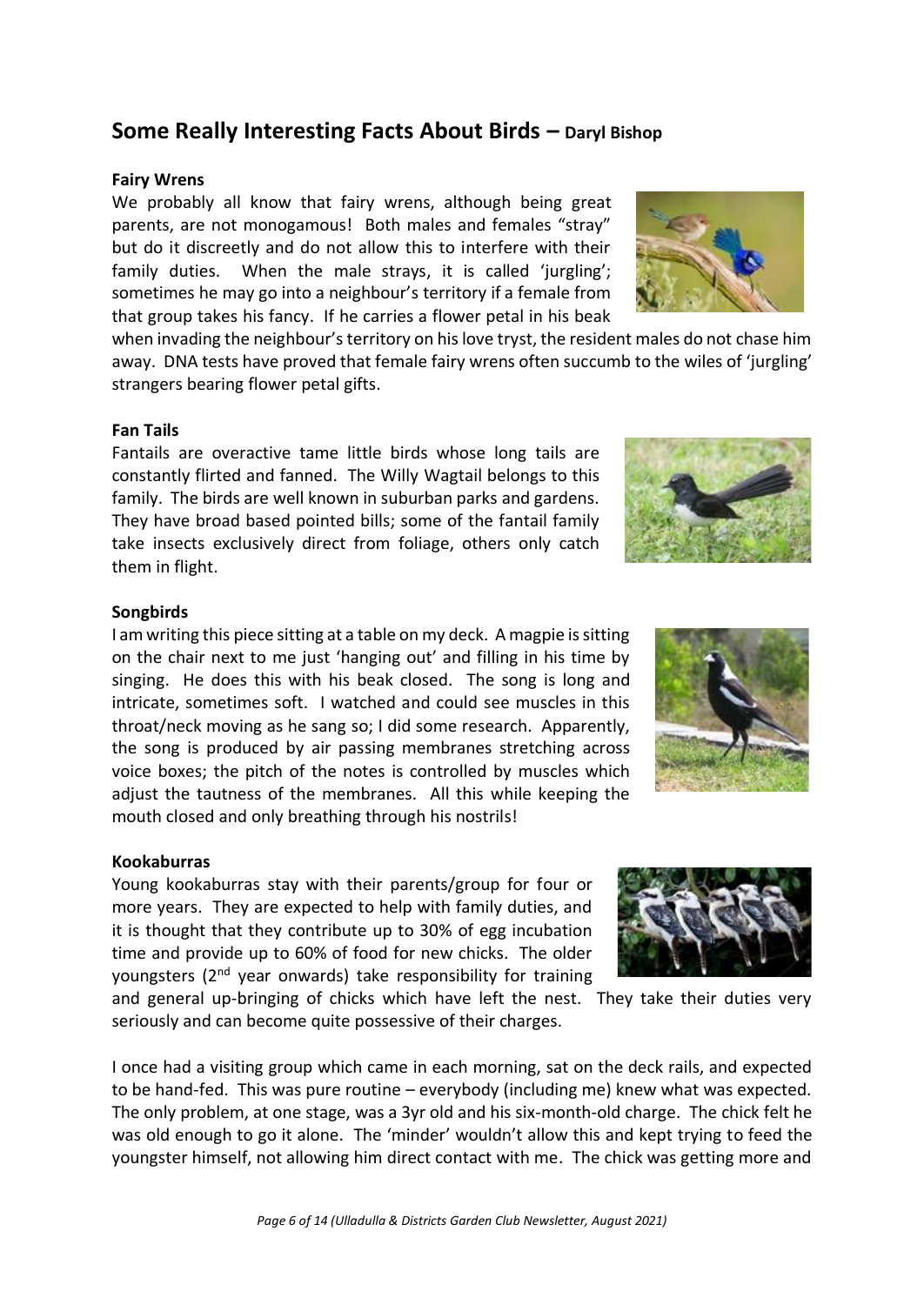## Some Really Interesting Facts About Birds – Daryl Bishop

**Fairy Wrens**

We probably all know that fairy wrens, although being great parents, are not monogamous! Both males and females "stray" but do it discreetly and do not allow this to interfere with their family duties. When the male strays, it is called 'jurgling'; sometimes he may go into a neighbour's territory if a female from that group takes his fancy. If he carries a flower petal in his beak when invading the neighbour's territory on his love tryst, the resident males do not chase him away. DNA tests have proved that female fairy wrens often succumb to the wiles of 'jurgling' strangers bearing flower petal gifts.

**Fan Tails**

Fantails are overactive tame little birds whose long tails are constantly flirted and fanned. The Willy Wagtail belongs to this family. The birds are well known in suburban parks and gardens. They have broad based pointed bills; some of the fantail family take insects exclusively direct from foliage, others only catch them in flight.

**Songbirds**

I am writing this piece sitting at a table on my deck. A magpie is sitting on the chair next to me just 'hanging out' and filling in his time by singing. He does this with his beak closed. The song is long and intricate, sometimes soft. I watched and could see muscles in this throat/neck moving as he sang so; I did some research. Apparently, the song is produced by air passing membranes stretching across voice boxes; the pitch of the notes is controlled by muscles which adjust the tautness of the membranes. All this while keeping the mouth closed and only breathing through his nostrils!

**Kookaburras**

Young kookaburras stay with their parents/group for four or more years. They are expected to help with family duties, and it is thought that they contribute up to 30% of egg incubation time and provide up to 60% of food for new chicks. The older youngsters (2nd year onwards) take responsibility for training and general up-bringing of chicks which have left the nest. They take their duties very seriously and can become quite possessive of their charges.

I once had a visiting group which came in each morning, sat on the deck rails, and expected to be hand-fed. This was pure routine – everybody (including me) knew what was expected. The only problem, at one stage, was a 3yr old and his six-month-old charge. The chick felt he was old enough to go it alone. The 'minder' wouldn't allow this and kept trying to feed the youngster himself, not allowing him direct contact with me. The chick was getting more and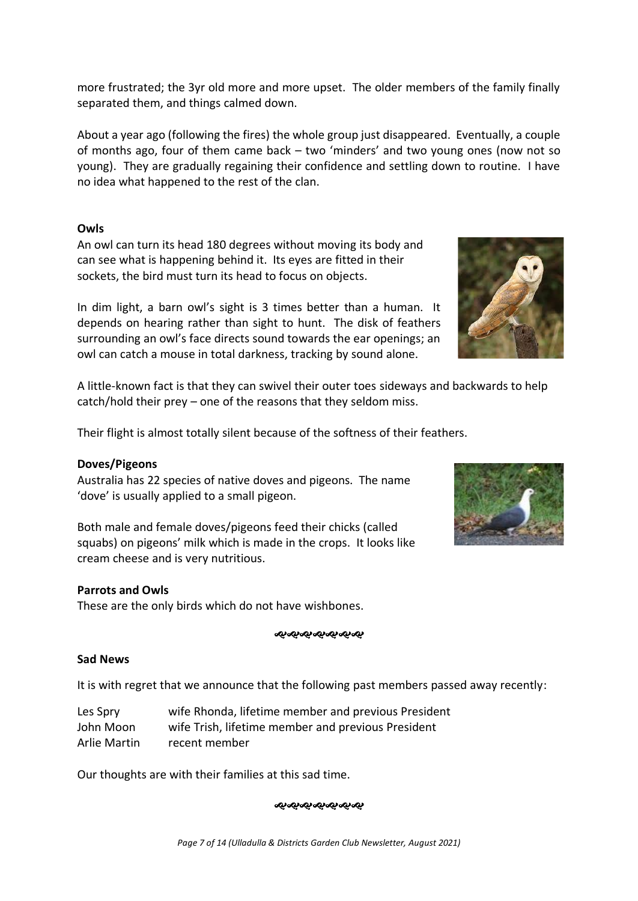more frustrated; the 3yr old more and more upset. The older members of the family finally separated them, and things calmed down.

About a year ago (following the fires) the whole group just disappeared. Eventually, a couple of months ago, four of them came back – two 'minders' and two young ones (now not so young). They are gradually regaining their confidence and settling down to routine. I have no idea what happened to the rest of the clan.

**Owls**

An owl can turn its head 180 degrees without moving its body and can see what is happening behind it. Its eyes are fitted in their sockets, the bird must turn its head to focus on objects.

In dim light, a barn owl's sight is 3 times better than a human. It depends on hearing rather than sight to hunt. The disk of feathers surrounding an owl's face directs sound towards the ear openings; an owl can catch a mouse in total darkness, tracking by sound alone.

A little-known fact is that they can swivel their outer toes sideways and backwards to help catch/hold their prey – one of the reasons that they seldom miss.

Their flight is almost totally silent because of the softness of their feathers.

**Doves/Pigeons**

Australia has 22 species of native doves and pigeons. The name 'dove' is usually applied to a small pigeon.

Both male and female doves/pigeons feed their chicks (called squabs) on pigeons' milk which is made in the crops. It looks like cream cheese and is very nutritious.

**Parrots and Owls**

These are the only birds which do not have wishbones.

**Sad News**

It is with regret that we announce that the following past members passed away recently:

| | |
|---|---|
| Les Spry | wife Rhonda, lifetime member and previous President |
| John Moon | wife Trish, lifetime member and previous President |
| Arlie Martin | recent member |

Our thoughts are with their families at this sad time.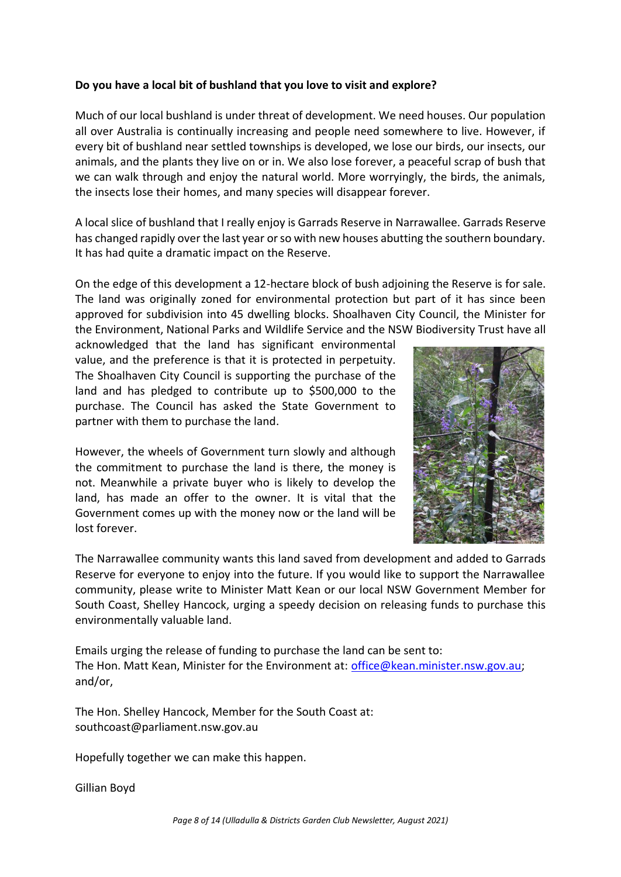**Do you have a local bit of bushland that you love to visit and explore?**

Much of our local bushland is under threat of development. We need houses. Our population all over Australia is continually increasing and people need somewhere to live. However, if every bit of bushland near settled townships is developed, we lose our birds, our insects, our animals, and the plants they live on or in. We also lose forever, a peaceful scrap of bush that we can walk through and enjoy the natural world. More worryingly, the birds, the animals, the insects lose their homes, and many species will disappear forever.

A local slice of bushland that I really enjoy is Garrads Reserve in Narrawallee. Garrads Reserve has changed rapidly over the last year or so with new houses abutting the southern boundary. It has had quite a dramatic impact on the Reserve.

On the edge of this development a 12-hectare block of bush adjoining the Reserve is for sale. The land was originally zoned for environmental protection but part of it has since been approved for subdivision into 45 dwelling blocks. Shoalhaven City Council, the Minister for the Environment, National Parks and Wildlife Service and the NSW Biodiversity Trust have all acknowledged that the land has significant environmental value, and the preference is that it is protected in perpetuity. The Shoalhaven City Council is supporting the purchase of the land and has pledged to contribute up to $500,000 to the purchase. The Council has asked the State Government to partner with them to purchase the land.

However, the wheels of Government turn slowly and although the commitment to purchase the land is there, the money is not. Meanwhile a private buyer who is likely to develop the land, has made an offer to the owner. It is vital that the Government comes up with the money now or the land will be lost forever.

The Narrawallee community wants this land saved from development and added to Garrads Reserve for everyone to enjoy into the future. If you would like to support the Narrawallee community, please write to Minister Matt Kean or our local NSW Government Member for South Coast, Shelley Hancock, urging a speedy decision on releasing funds to purchase this environmentally valuable land.

Emails urging the release of funding to purchase the land can be sent to:
The Hon. Matt Kean, Minister for the Environment at: office@kean.minister.nsw.gov.au; and/or,

The Hon. Shelley Hancock, Member for the South Coast at:
southcoast@parliament.nsw.gov.au

Hopefully together we can make this happen.

Gillian Boyd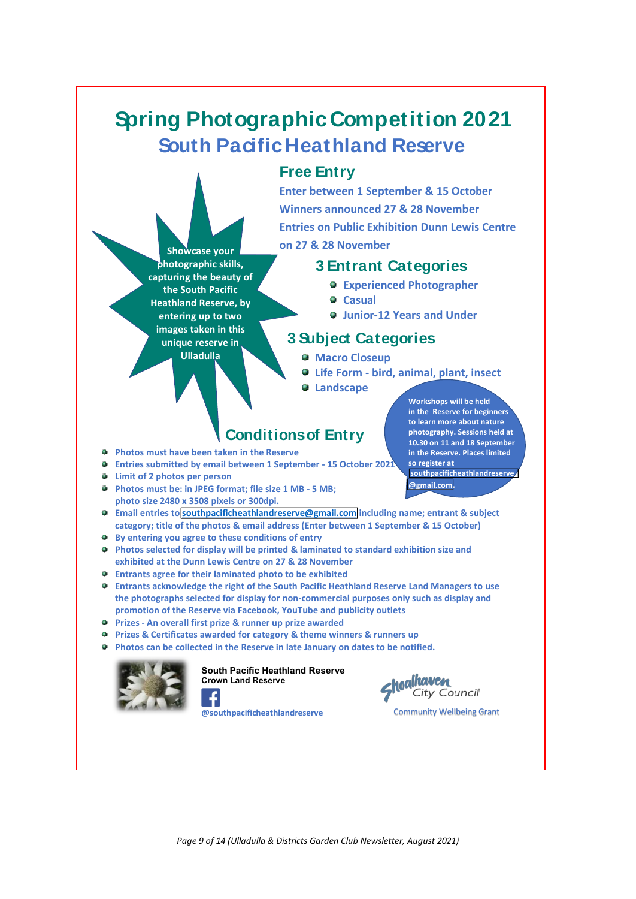# Spring Photographic Competition 2021

## South Pacific Heathland Reserve

Showcase your photographic skills, capturing the beauty of the South Pacific Heathland Reserve, by entering up to two images taken in this unique reserve in Ulladulla

### Free Entry

Enter between 1 September & 15 October

Winners announced 27 & 28 November

Entries on Public Exhibition Dunn Lewis Centre on 27 & 28 November

### 3 Entrant Categories

- Experienced Photographer
- Casual
- Junior-12 Years and Under

### 3 Subject Categories

- Macro Closeup
- Life Form - bird, animal, plant, insect
- Landscape

Workshops will be held in the Reserve for beginners to learn more about nature photography. Sessions held at 10.30 on 11 and 18 September in the Reserve. Places limited so register at southpacificheathlandreserve@gmail.com.

### Conditions of Entry

- Photos must have been taken in the Reserve
- Entries submitted by email between 1 September - 15 October 2021
- Limit of 2 photos per person
- Photos must be: in JPEG format; file size 1 MB - 5 MB; photo size 2480 x 3508 pixels or 300dpi.
- Email entries to southpacificheathlandreserve@gmail.com including name; entrant & subject category; title of the photos & email address (Enter between 1 September & 15 October)
- By entering you agree to these conditions of entry
- Photos selected for display will be printed & laminated to standard exhibition size and exhibited at the Dunn Lewis Centre on 27 & 28 November
- Entrants agree for their laminated photo to be exhibited
- Entrants acknowledge the right of the South Pacific Heathland Reserve Land Managers to use the photographs selected for display for non-commercial purposes only such as display and promotion of the Reserve via Facebook, YouTube and publicity outlets
- Prizes - An overall first prize & runner up prize awarded
- Prizes & Certificates awarded for category & theme winners & runners up
- Photos can be collected in the Reserve in late January on dates to be notified.

**South Pacific Heathland Reserve**
**Crown Land Reserve**

@southpacificheathlandreserve

Shoalhaven City Council

Community Wellbeing Grant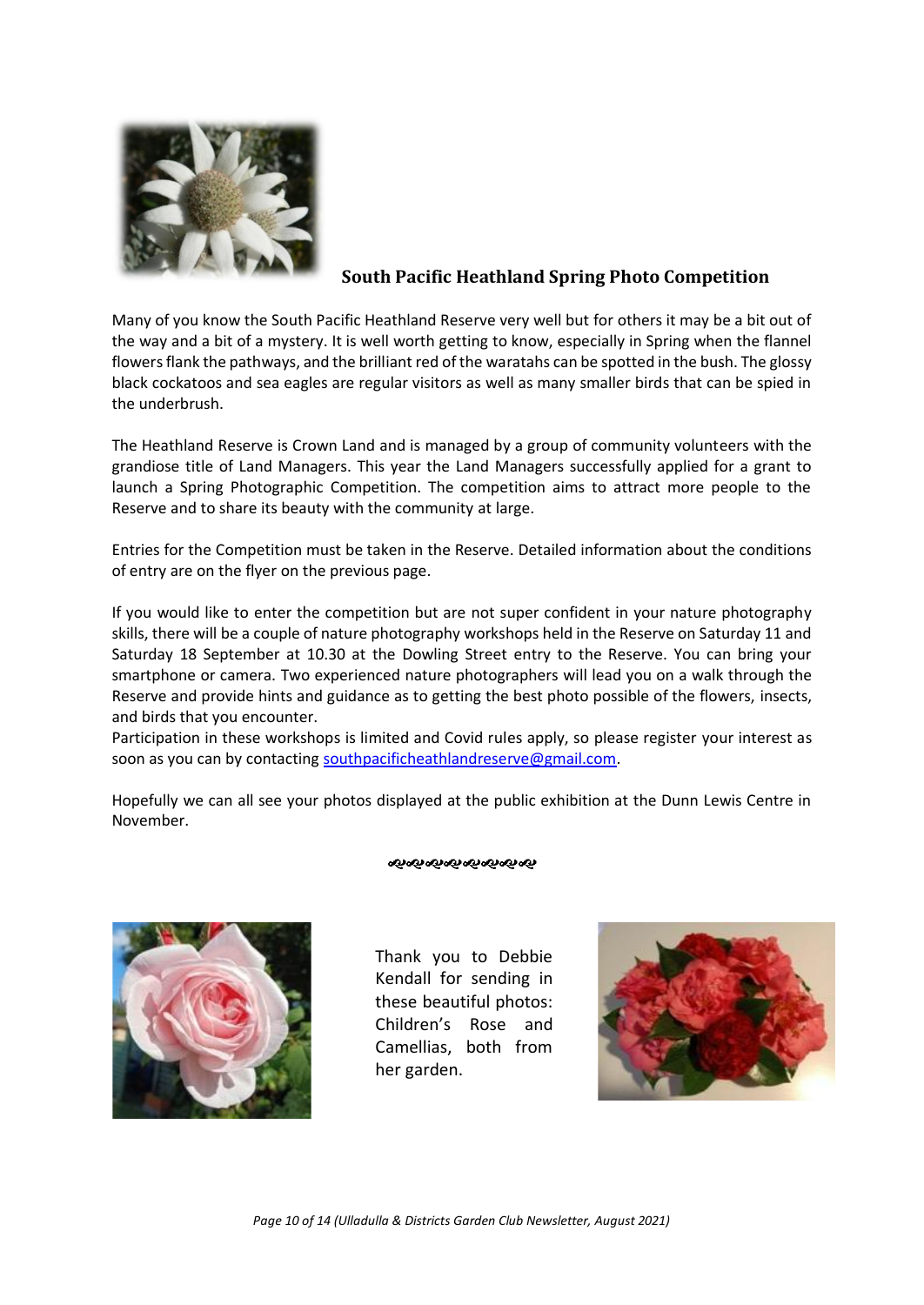## South Pacific Heathland Spring Photo Competition

Many of you know the South Pacific Heathland Reserve very well but for others it may be a bit out of the way and a bit of a mystery. It is well worth getting to know, especially in Spring when the flannel flowers flank the pathways, and the brilliant red of the waratahs can be spotted in the bush. The glossy black cockatoos and sea eagles are regular visitors as well as many smaller birds that can be spied in the underbrush.

The Heathland Reserve is Crown Land and is managed by a group of community volunteers with the grandiose title of Land Managers. This year the Land Managers successfully applied for a grant to launch a Spring Photographic Competition. The competition aims to attract more people to the Reserve and to share its beauty with the community at large.

Entries for the Competition must be taken in the Reserve. Detailed information about the conditions of entry are on the flyer on the previous page.

If you would like to enter the competition but are not super confident in your nature photography skills, there will be a couple of nature photography workshops held in the Reserve on Saturday 11 and Saturday 18 September at 10.30 at the Dowling Street entry to the Reserve. You can bring your smartphone or camera. Two experienced nature photographers will lead you on a walk through the Reserve and provide hints and guidance as to getting the best photo possible of the flowers, insects, and birds that you encounter.

Participation in these workshops is limited and Covid rules apply, so please register your interest as soon as you can by contacting southpacificheathlandreserve@gmail.com.

Hopefully we can all see your photos displayed at the public exhibition at the Dunn Lewis Centre in November.

---

Thank you to Debbie Kendall for sending in these beautiful photos: Children's Rose and Camellias, both from her garden.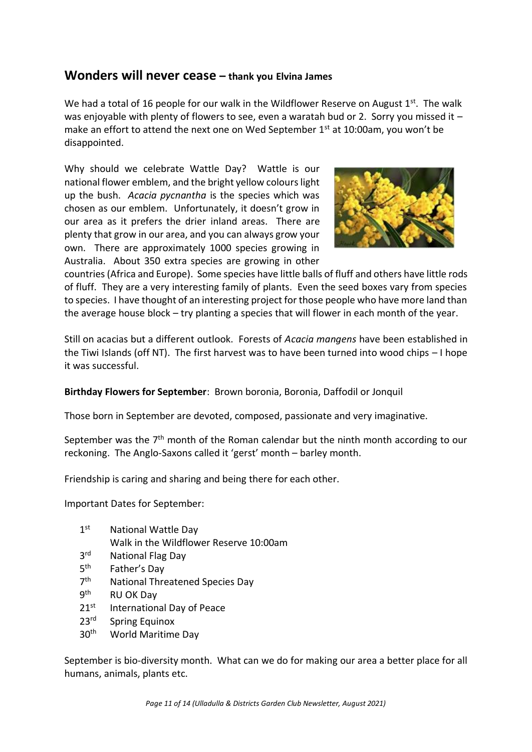## Wonders will never cease – thank you Elvina James

We had a total of 16 people for our walk in the Wildflower Reserve on August 1st. The walk was enjoyable with plenty of flowers to see, even a waratah bud or 2. Sorry you missed it – make an effort to attend the next one on Wed September 1st at 10:00am, you won't be disappointed.

Why should we celebrate Wattle Day? Wattle is our national flower emblem, and the bright yellow colours light up the bush. *Acacia pycnantha* is the species which was chosen as our emblem. Unfortunately, it doesn't grow in our area as it prefers the drier inland areas. There are plenty that grow in our area, and you can always grow your own. There are approximately 1000 species growing in Australia. About 350 extra species are growing in other countries (Africa and Europe). Some species have little balls of fluff and others have little rods of fluff. They are a very interesting family of plants. Even the seed boxes vary from species to species. I have thought of an interesting project for those people who have more land than the average house block – try planting a species that will flower in each month of the year.

Still on acacias but a different outlook. Forests of *Acacia mangens* have been established in the Tiwi Islands (off NT). The first harvest was to have been turned into wood chips – I hope it was successful.

**Birthday Flowers for September**: Brown boronia, Boronia, Daffodil or Jonquil

Those born in September are devoted, composed, passionate and very imaginative.

September was the 7th month of the Roman calendar but the ninth month according to our reckoning. The Anglo-Saxons called it 'gerst' month – barley month.

Friendship is caring and sharing and being there for each other.

Important Dates for September:

- 1st National Wattle Day
  Walk in the Wildflower Reserve 10:00am
- 3rd National Flag Day
- 5th Father's Day
- 7th National Threatened Species Day
- 9th RU OK Day
- 21st International Day of Peace
- 23rd Spring Equinox
- 30th World Maritime Day

September is bio-diversity month. What can we do for making our area a better place for all humans, animals, plants etc.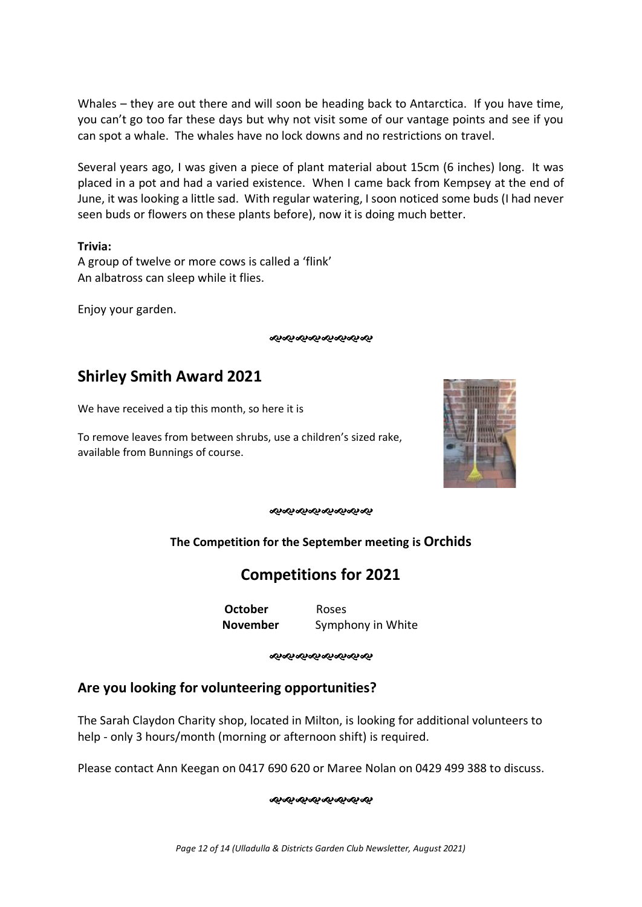Whales – they are out there and will soon be heading back to Antarctica. If you have time, you can't go too far these days but why not visit some of our vantage points and see if you can spot a whale. The whales have no lock downs and no restrictions on travel.

Several years ago, I was given a piece of plant material about 15cm (6 inches) long. It was placed in a pot and had a varied existence. When I came back from Kempsey at the end of June, it was looking a little sad. With regular watering, I soon noticed some buds (I had never seen buds or flowers on these plants before), now it is doing much better.

**Trivia:**

A group of twelve or more cows is called a 'flink'

An albatross can sleep while it flies.

Enjoy your garden.

## Shirley Smith Award 2021

We have received a tip this month, so here it is

To remove leaves from between shrubs, use a children's sized rake, available from Bunnings of course.

**The Competition for the September meeting is Orchids**

## Competitions for 2021

| | |
|---|---|
| **October** | Roses |
| **November** | Symphony in White |

### Are you looking for volunteering opportunities?

The Sarah Claydon Charity shop, located in Milton, is looking for additional volunteers to help - only 3 hours/month (morning or afternoon shift) is required.

Please contact Ann Keegan on 0417 690 620 or Maree Nolan on 0429 499 388 to discuss.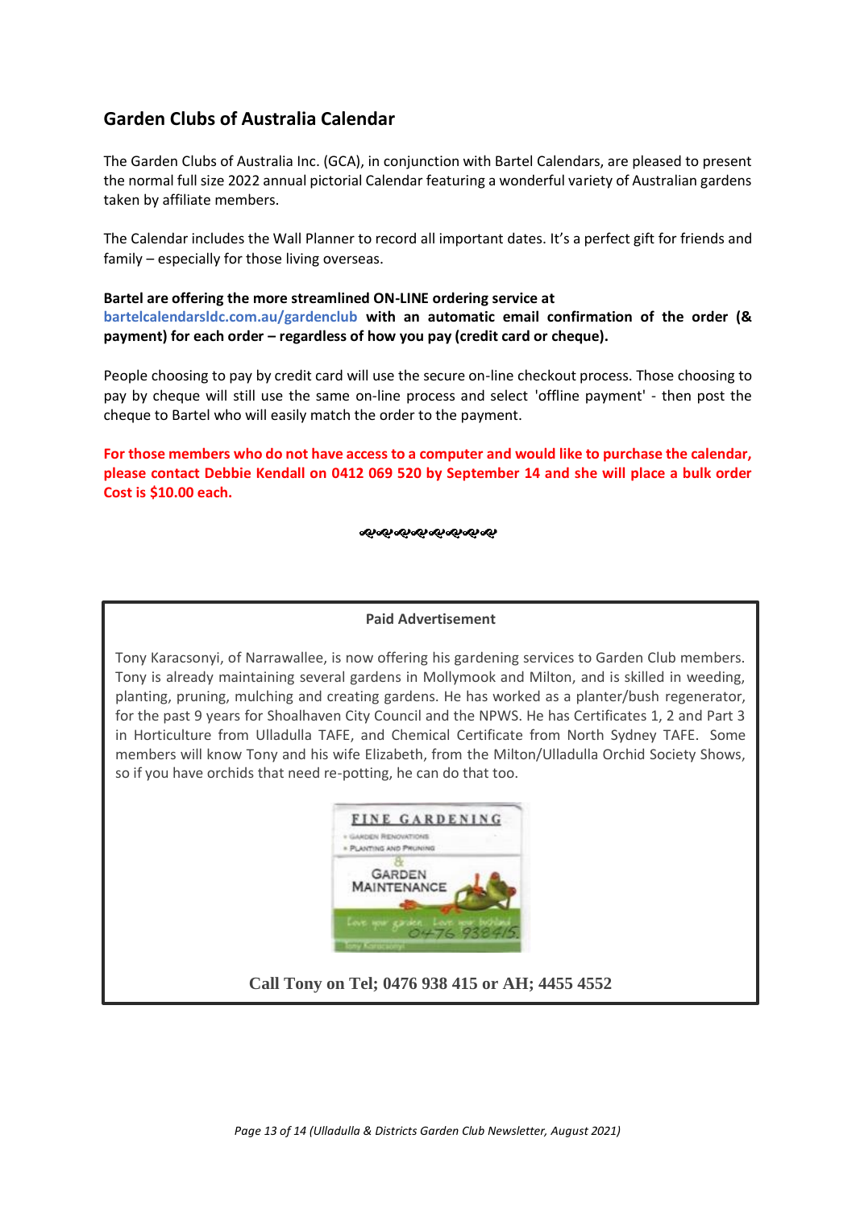## Garden Clubs of Australia Calendar

The Garden Clubs of Australia Inc. (GCA), in conjunction with Bartel Calendars, are pleased to present the normal full size 2022 annual pictorial Calendar featuring a wonderful variety of Australian gardens taken by affiliate members.

The Calendar includes the Wall Planner to record all important dates. It's a perfect gift for friends and family – especially for those living overseas.

**Bartel are offering the more streamlined ON-LINE ordering service at bartelcalendarsldc.com.au/gardenclub with an automatic email confirmation of the order (& payment) for each order – regardless of how you pay (credit card or cheque).**

People choosing to pay by credit card will use the secure on-line checkout process. Those choosing to pay by cheque will still use the same on-line process and select 'offline payment' - then post the cheque to Bartel who will easily match the order to the payment.

**For those members who do not have access to a computer and would like to purchase the calendar, please contact Debbie Kendall on 0412 069 520 by September 14 and she will place a bulk order Cost is $10.00 each.**

---

**Paid Advertisement**

Tony Karacsonyi, of Narrawallee, is now offering his gardening services to Garden Club members. Tony is already maintaining several gardens in Mollymook and Milton, and is skilled in weeding, planting, pruning, mulching and creating gardens. He has worked as a planter/bush regenerator, for the past 9 years for Shoalhaven City Council and the NPWS. He has Certificates 1, 2 and Part 3 in Horticulture from Ulladulla TAFE, and Chemical Certificate from North Sydney TAFE. Some members will know Tony and his wife Elizabeth, from the Milton/Ulladulla Orchid Society Shows, so if you have orchids that need re-potting, he can do that too.

FINE GARDENING
- GARDEN RENOVATIONS
- PLANTING AND PRUNING

& GARDEN MAINTENANCE

Love your garden. Love your bushland 0476 938415

Tony Karacsonyi

**Call Tony on Tel; 0476 938 415 or AH; 4455 4552**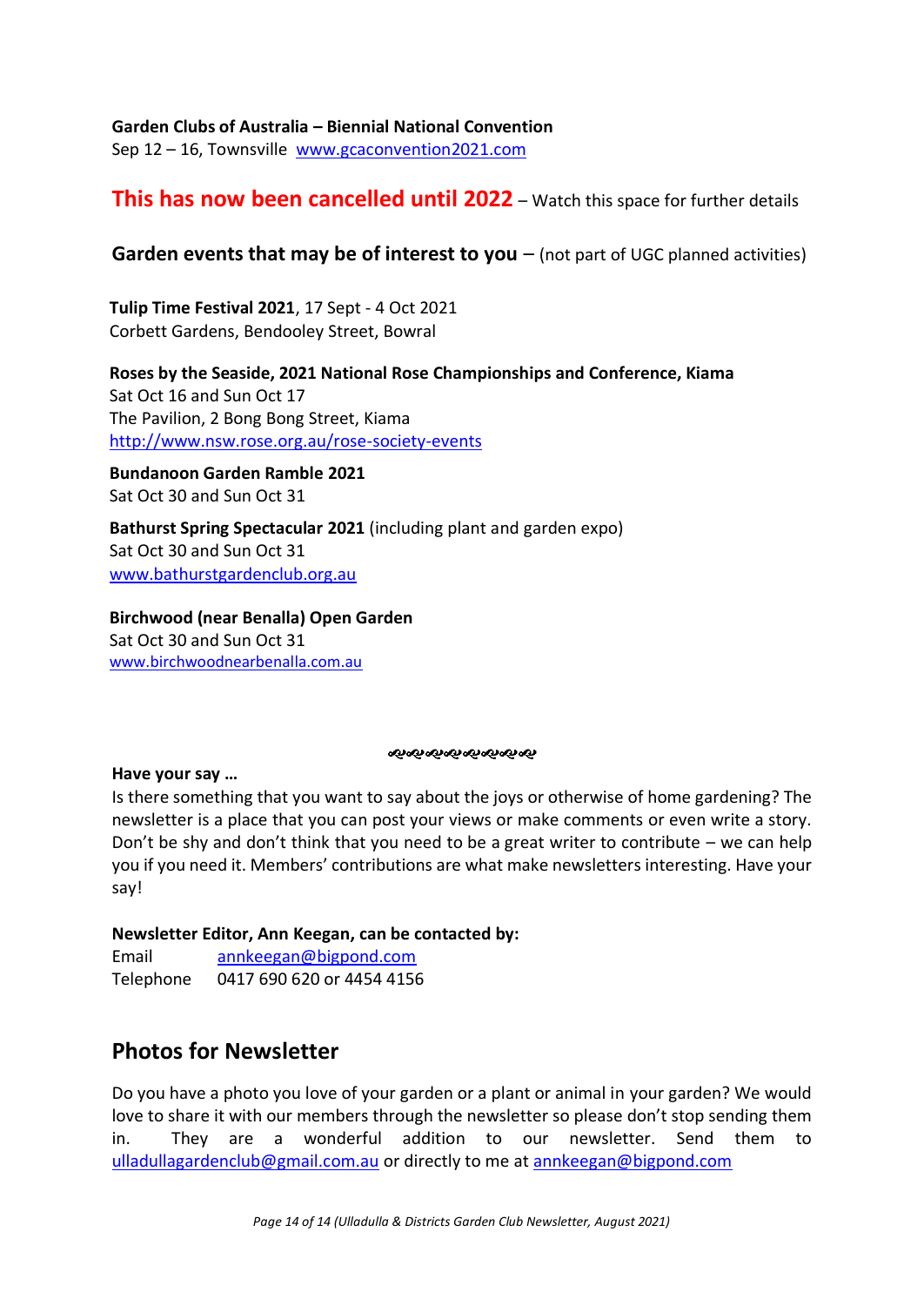**Garden Clubs of Australia – Biennial National Convention**
Sep 12 – 16, Townsville www.gcaconvention2021.com

## This has now been cancelled until 2022 – Watch this space for further details

### Garden events that may be of interest to you – (not part of UGC planned activities)

**Tulip Time Festival 2021**, 17 Sept - 4 Oct 2021
Corbett Gardens, Bendooley Street, Bowral

**Roses by the Seaside, 2021 National Rose Championships and Conference, Kiama**
Sat Oct 16 and Sun Oct 17
The Pavilion, 2 Bong Bong Street, Kiama
http://www.nsw.rose.org.au/rose-society-events

**Bundanoon Garden Ramble 2021**
Sat Oct 30 and Sun Oct 31

**Bathurst Spring Spectacular 2021** (including plant and garden expo)
Sat Oct 30 and Sun Oct 31
www.bathurstgardenclub.org.au

**Birchwood (near Benalla) Open Garden**
Sat Oct 30 and Sun Oct 31
www.birchwoodnearbenalla.com.au

---

**Have your say …**

Is there something that you want to say about the joys or otherwise of home gardening? The newsletter is a place that you can post your views or make comments or even write a story. Don't be shy and don't think that you need to be a great writer to contribute – we can help you if you need it. Members' contributions are what make newsletters interesting. Have your say!

**Newsletter Editor, Ann Keegan, can be contacted by:**

Email annkeegan@bigpond.com
Telephone 0417 690 620 or 4454 4156

## Photos for Newsletter

Do you have a photo you love of your garden or a plant or animal in your garden? We would love to share it with our members through the newsletter so please don't stop sending them in. They are a wonderful addition to our newsletter. Send them to ulladullagardenclub@gmail.com.au or directly to me at annkeegan@bigpond.com